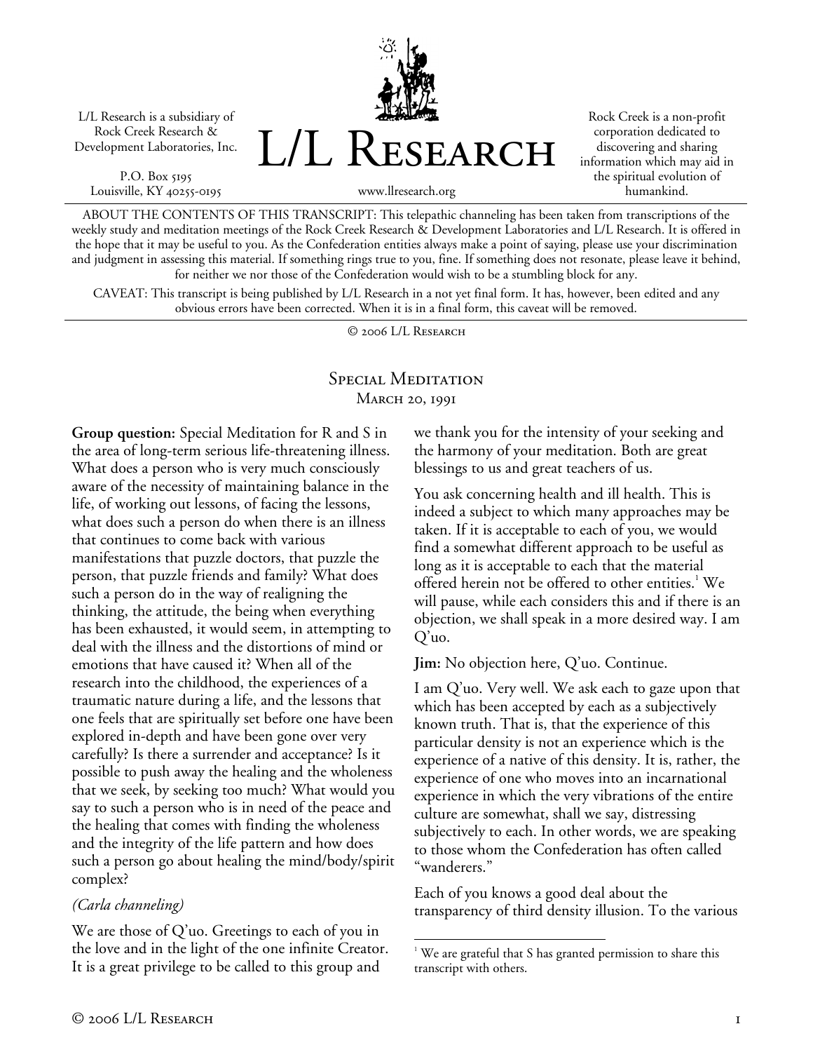L/L Research is a subsidiary of Rock Creek Research & Development Laboratories, Inc.

P.O. Box 5195
Louisville, KY 40255-0195

# L/L Research

www.llresearch.org

Rock Creek is a non-profit corporation dedicated to discovering and sharing information which may aid in the spiritual evolution of humankind.

ABOUT THE CONTENTS OF THIS TRANSCRIPT: This telepathic channeling has been taken from transcriptions of the weekly study and meditation meetings of the Rock Creek Research & Development Laboratories and L/L Research. It is offered in the hope that it may be useful to you. As the Confederation entities always make a point of saying, please use your discrimination and judgment in assessing this material. If something rings true to you, fine. If something does not resonate, please leave it behind, for neither we nor those of the Confederation would wish to be a stumbling block for any.

CAVEAT: This transcript is being published by L/L Research in a not yet final form. It has, however, been edited and any obvious errors have been corrected. When it is in a final form, this caveat will be removed.

© 2006 L/L Research

## Special Meditation
### March 20, 1991

**Group question:** Special Meditation for R and S in the area of long-term serious life-threatening illness. What does a person who is very much consciously aware of the necessity of maintaining balance in the life, of working out lessons, of facing the lessons, what does such a person do when there is an illness that continues to come back with various manifestations that puzzle doctors, that puzzle the person, that puzzle friends and family? What does such a person do in the way of realigning the thinking, the attitude, the being when everything has been exhausted, it would seem, in attempting to deal with the illness and the distortions of mind or emotions that have caused it? When all of the research into the childhood, the experiences of a traumatic nature during a life, and the lessons that one feels that are spiritually set before one have been explored in-depth and have been gone over very carefully? Is there a surrender and acceptance? Is it possible to push away the healing and the wholeness that we seek, by seeking too much? What would you say to such a person who is in need of the peace and the healing that comes with finding the wholeness and the integrity of the life pattern and how does such a person go about healing the mind/body/spirit complex?

*(Carla channeling)*

We are those of Q'uo. Greetings to each of you in the love and in the light of the one infinite Creator. It is a great privilege to be called to this group and we thank you for the intensity of your seeking and the harmony of your meditation. Both are great blessings to us and great teachers of us.

You ask concerning health and ill health. This is indeed a subject to which many approaches may be taken. If it is acceptable to each of you, we would find a somewhat different approach to be useful as long as it is acceptable to each that the material offered herein not be offered to other entities.[1] We will pause, while each considers this and if there is an objection, we shall speak in a more desired way. I am Q'uo.

**Jim:** No objection here, Q'uo. Continue.

I am Q'uo. Very well. We ask each to gaze upon that which has been accepted by each as a subjectively known truth. That is, that the experience of this particular density is not an experience which is the experience of a native of this density. It is, rather, the experience of one who moves into an incarnational experience in which the very vibrations of the entire culture are somewhat, shall we say, distressing subjectively to each. In other words, we are speaking to those whom the Confederation has often called "wanderers."

Each of you knows a good deal about the transparency of third density illusion. To the various

[1] We are grateful that S has granted permission to share this transcript with others.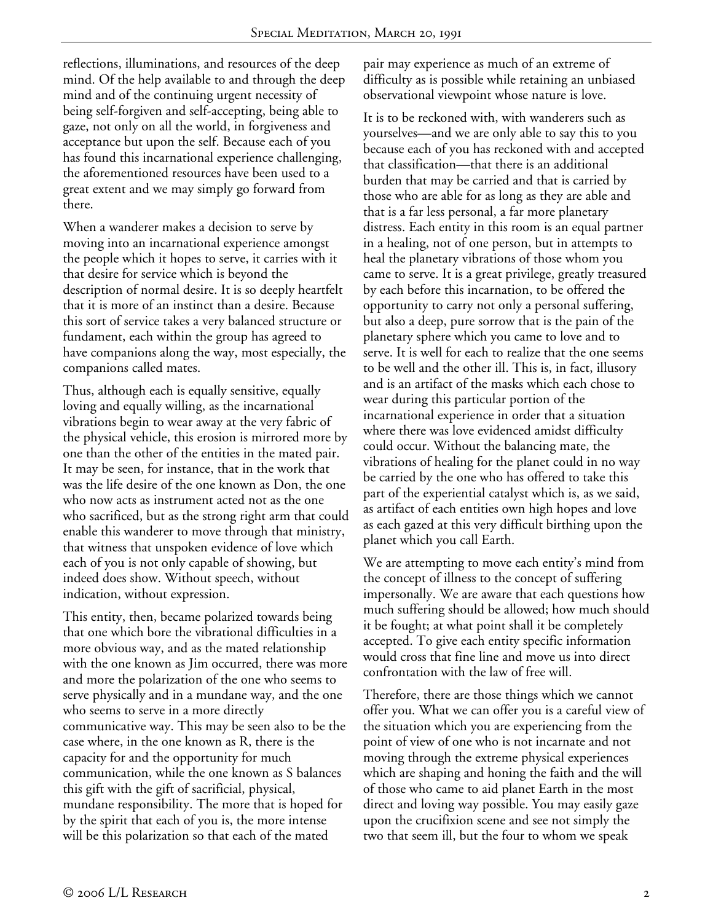reflections, illuminations, and resources of the deep mind. Of the help available to and through the deep mind and of the continuing urgent necessity of being self-forgiven and self-accepting, being able to gaze, not only on all the world, in forgiveness and acceptance but upon the self. Because each of you has found this incarnational experience challenging, the aforementioned resources have been used to a great extent and we may simply go forward from there.

When a wanderer makes a decision to serve by moving into an incarnational experience amongst the people which it hopes to serve, it carries with it that desire for service which is beyond the description of normal desire. It is so deeply heartfelt that it is more of an instinct than a desire. Because this sort of service takes a very balanced structure or fundament, each within the group has agreed to have companions along the way, most especially, the companions called mates.

Thus, although each is equally sensitive, equally loving and equally willing, as the incarnational vibrations begin to wear away at the very fabric of the physical vehicle, this erosion is mirrored more by one than the other of the entities in the mated pair. It may be seen, for instance, that in the work that was the life desire of the one known as Don, the one who now acts as instrument acted not as the one who sacrificed, but as the strong right arm that could enable this wanderer to move through that ministry, that witness that unspoken evidence of love which each of you is not only capable of showing, but indeed does show. Without speech, without indication, without expression.

This entity, then, became polarized towards being that one which bore the vibrational difficulties in a more obvious way, and as the mated relationship with the one known as Jim occurred, there was more and more the polarization of the one who seems to serve physically and in a mundane way, and the one who seems to serve in a more directly communicative way. This may be seen also to be the case where, in the one known as R, there is the capacity for and the opportunity for much communication, while the one known as S balances this gift with the gift of sacrificial, physical, mundane responsibility. The more that is hoped for by the spirit that each of you is, the more intense will be this polarization so that each of the mated pair may experience as much of an extreme of difficulty as is possible while retaining an unbiased observational viewpoint whose nature is love.

It is to be reckoned with, with wanderers such as yourselves—and we are only able to say this to you because each of you has reckoned with and accepted that classification—that there is an additional burden that may be carried and that is carried by those who are able for as long as they are able and that is a far less personal, a far more planetary distress. Each entity in this room is an equal partner in a healing, not of one person, but in attempts to heal the planetary vibrations of those whom you came to serve. It is a great privilege, greatly treasured by each before this incarnation, to be offered the opportunity to carry not only a personal suffering, but also a deep, pure sorrow that is the pain of the planetary sphere which you came to love and to serve. It is well for each to realize that the one seems to be well and the other ill. This is, in fact, illusory and is an artifact of the masks which each chose to wear during this particular portion of the incarnational experience in order that a situation where there was love evidenced amidst difficulty could occur. Without the balancing mate, the vibrations of healing for the planet could in no way be carried by the one who has offered to take this part of the experiential catalyst which is, as we said, as artifact of each entities own high hopes and love as each gazed at this very difficult birthing upon the planet which you call Earth.

We are attempting to move each entity's mind from the concept of illness to the concept of suffering impersonally. We are aware that each questions how much suffering should be allowed; how much should it be fought; at what point shall it be completely accepted. To give each entity specific information would cross that fine line and move us into direct confrontation with the law of free will.

Therefore, there are those things which we cannot offer you. What we can offer you is a careful view of the situation which you are experiencing from the point of view of one who is not incarnate and not moving through the extreme physical experiences which are shaping and honing the faith and the will of those who came to aid planet Earth in the most direct and loving way possible. You may easily gaze upon the crucifixion scene and see not simply the two that seem ill, but the four to whom we speak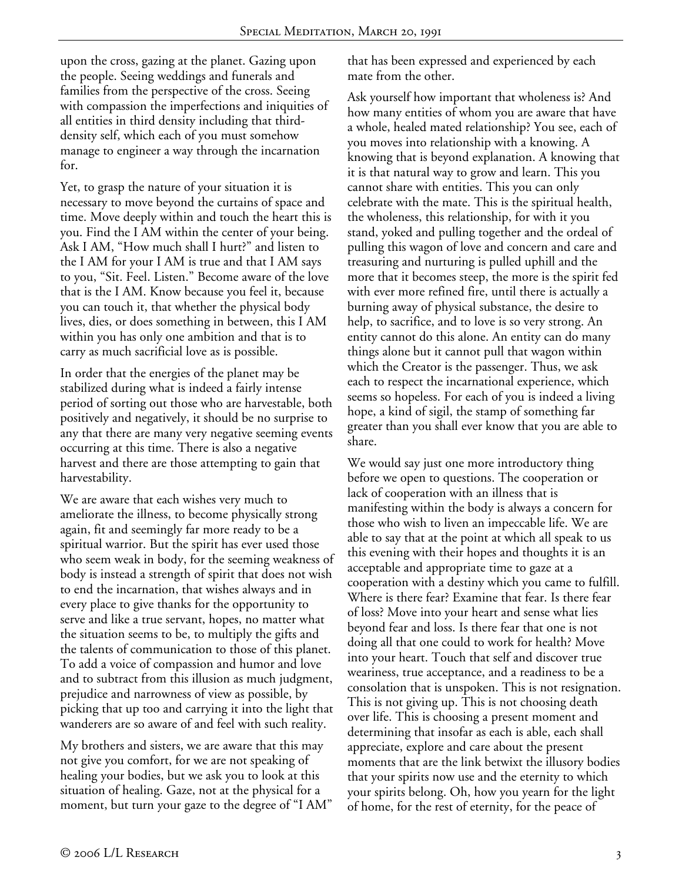upon the cross, gazing at the planet. Gazing upon the people. Seeing weddings and funerals and families from the perspective of the cross. Seeing with compassion the imperfections and iniquities of all entities in third density including that third-density self, which each of you must somehow manage to engineer a way through the incarnation for.

Yet, to grasp the nature of your situation it is necessary to move beyond the curtains of space and time. Move deeply within and touch the heart this is you. Find the I AM within the center of your being. Ask I AM, "How much shall I hurt?" and listen to the I AM for your I AM is true and that I AM says to you, "Sit. Feel. Listen." Become aware of the love that is the I AM. Know because you feel it, because you can touch it, that whether the physical body lives, dies, or does something in between, this I AM within you has only one ambition and that is to carry as much sacrificial love as is possible.

In order that the energies of the planet may be stabilized during what is indeed a fairly intense period of sorting out those who are harvestable, both positively and negatively, it should be no surprise to any that there are many very negative seeming events occurring at this time. There is also a negative harvest and there are those attempting to gain that harvestability.

We are aware that each wishes very much to ameliorate the illness, to become physically strong again, fit and seemingly far more ready to be a spiritual warrior. But the spirit has ever used those who seem weak in body, for the seeming weakness of body is instead a strength of spirit that does not wish to end the incarnation, that wishes always and in every place to give thanks for the opportunity to serve and like a true servant, hopes, no matter what the situation seems to be, to multiply the gifts and the talents of communication to those of this planet. To add a voice of compassion and humor and love and to subtract from this illusion as much judgment, prejudice and narrowness of view as possible, by picking that up too and carrying it into the light that wanderers are so aware of and feel with such reality.

My brothers and sisters, we are aware that this may not give you comfort, for we are not speaking of healing your bodies, but we ask you to look at this situation of healing. Gaze, not at the physical for a moment, but turn your gaze to the degree of "I AM" that has been expressed and experienced by each mate from the other.

Ask yourself how important that wholeness is? And how many entities of whom you are aware that have a whole, healed mated relationship? You see, each of you moves into relationship with a knowing. A knowing that is beyond explanation. A knowing that it is that natural way to grow and learn. This you cannot share with entities. This you can only celebrate with the mate. This is the spiritual health, the wholeness, this relationship, for with it you stand, yoked and pulling together and the ordeal of pulling this wagon of love and concern and care and treasuring and nurturing is pulled uphill and the more that it becomes steep, the more is the spirit fed with ever more refined fire, until there is actually a burning away of physical substance, the desire to help, to sacrifice, and to love is so very strong. An entity cannot do this alone. An entity can do many things alone but it cannot pull that wagon within which the Creator is the passenger. Thus, we ask each to respect the incarnational experience, which seems so hopeless. For each of you is indeed a living hope, a kind of sigil, the stamp of something far greater than you shall ever know that you are able to share.

We would say just one more introductory thing before we open to questions. The cooperation or lack of cooperation with an illness that is manifesting within the body is always a concern for those who wish to liven an impeccable life. We are able to say that at the point at which all speak to us this evening with their hopes and thoughts it is an acceptable and appropriate time to gaze at a cooperation with a destiny which you came to fulfill. Where is there fear? Examine that fear. Is there fear of loss? Move into your heart and sense what lies beyond fear and loss. Is there fear that one is not doing all that one could to work for health? Move into your heart. Touch that self and discover true weariness, true acceptance, and a readiness to be a consolation that is unspoken. This is not resignation. This is not giving up. This is not choosing death over life. This is choosing a present moment and determining that insofar as each is able, each shall appreciate, explore and care about the present moments that are the link betwixt the illusory bodies that your spirits now use and the eternity to which your spirits belong. Oh, how you yearn for the light of home, for the rest of eternity, for the peace of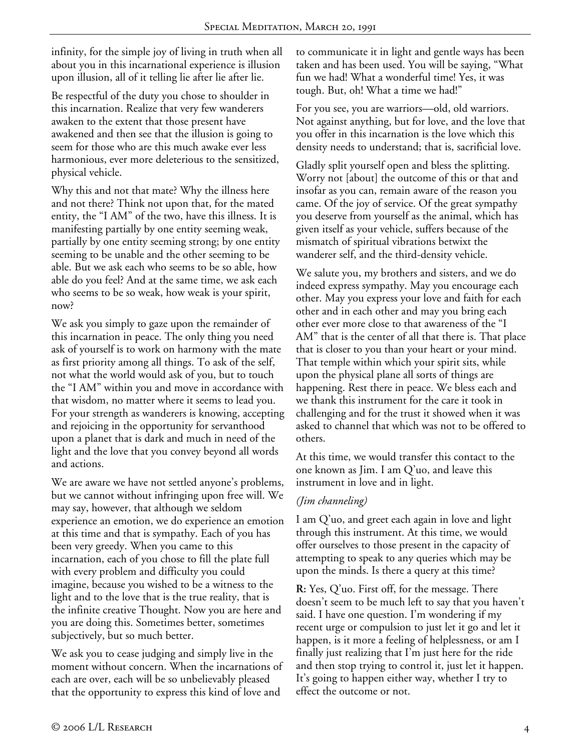infinity, for the simple joy of living in truth when all about you in this incarnational experience is illusion upon illusion, all of it telling lie after lie after lie.

Be respectful of the duty you chose to shoulder in this incarnation. Realize that very few wanderers awaken to the extent that those present have awakened and then see that the illusion is going to seem for those who are this much awake ever less harmonious, ever more deleterious to the sensitized, physical vehicle.

Why this and not that mate? Why the illness here and not there? Think not upon that, for the mated entity, the "I AM" of the two, have this illness. It is manifesting partially by one entity seeming weak, partially by one entity seeming strong; by one entity seeming to be unable and the other seeming to be able. But we ask each who seems to be so able, how able do you feel? And at the same time, we ask each who seems to be so weak, how weak is your spirit, now?

We ask you simply to gaze upon the remainder of this incarnation in peace. The only thing you need ask of yourself is to work on harmony with the mate as first priority among all things. To ask of the self, not what the world would ask of you, but to touch the "I AM" within you and move in accordance with that wisdom, no matter where it seems to lead you. For your strength as wanderers is knowing, accepting and rejoicing in the opportunity for servanthood upon a planet that is dark and much in need of the light and the love that you convey beyond all words and actions.

We are aware we have not settled anyone's problems, but we cannot without infringing upon free will. We may say, however, that although we seldom experience an emotion, we do experience an emotion at this time and that is sympathy. Each of you has been very greedy. When you came to this incarnation, each of you chose to fill the plate full with every problem and difficulty you could imagine, because you wished to be a witness to the light and to the love that is the true reality, that is the infinite creative Thought. Now you are here and you are doing this. Sometimes better, sometimes subjectively, but so much better.

We ask you to cease judging and simply live in the moment without concern. When the incarnations of each are over, each will be so unbelievably pleased that the opportunity to express this kind of love and to communicate it in light and gentle ways has been taken and has been used. You will be saying, "What fun we had! What a wonderful time! Yes, it was tough. But, oh! What a time we had!"

For you see, you are warriors—old, old warriors. Not against anything, but for love, and the love that you offer in this incarnation is the love which this density needs to understand; that is, sacrificial love.

Gladly split yourself open and bless the splitting. Worry not [about] the outcome of this or that and insofar as you can, remain aware of the reason you came. Of the joy of service. Of the great sympathy you deserve from yourself as the animal, which has given itself as your vehicle, suffers because of the mismatch of spiritual vibrations betwixt the wanderer self, and the third-density vehicle.

We salute you, my brothers and sisters, and we do indeed express sympathy. May you encourage each other. May you express your love and faith for each other and in each other and may you bring each other ever more close to that awareness of the "I AM" that is the center of all that there is. That place that is closer to you than your heart or your mind. That temple within which your spirit sits, while upon the physical plane all sorts of things are happening. Rest there in peace. We bless each and we thank this instrument for the care it took in challenging and for the trust it showed when it was asked to channel that which was not to be offered to others.

At this time, we would transfer this contact to the one known as Jim. I am Q'uo, and leave this instrument in love and in light.

*(Jim channeling)*

I am Q'uo, and greet each again in love and light through this instrument. At this time, we would offer ourselves to those present in the capacity of attempting to speak to any queries which may be upon the minds. Is there a query at this time?

**R:** Yes, Q'uo. First off, for the message. There doesn't seem to be much left to say that you haven't said. I have one question. I'm wondering if my recent urge or compulsion to just let it go and let it happen, is it more a feeling of helplessness, or am I finally just realizing that I'm just here for the ride and then stop trying to control it, just let it happen. It's going to happen either way, whether I try to effect the outcome or not.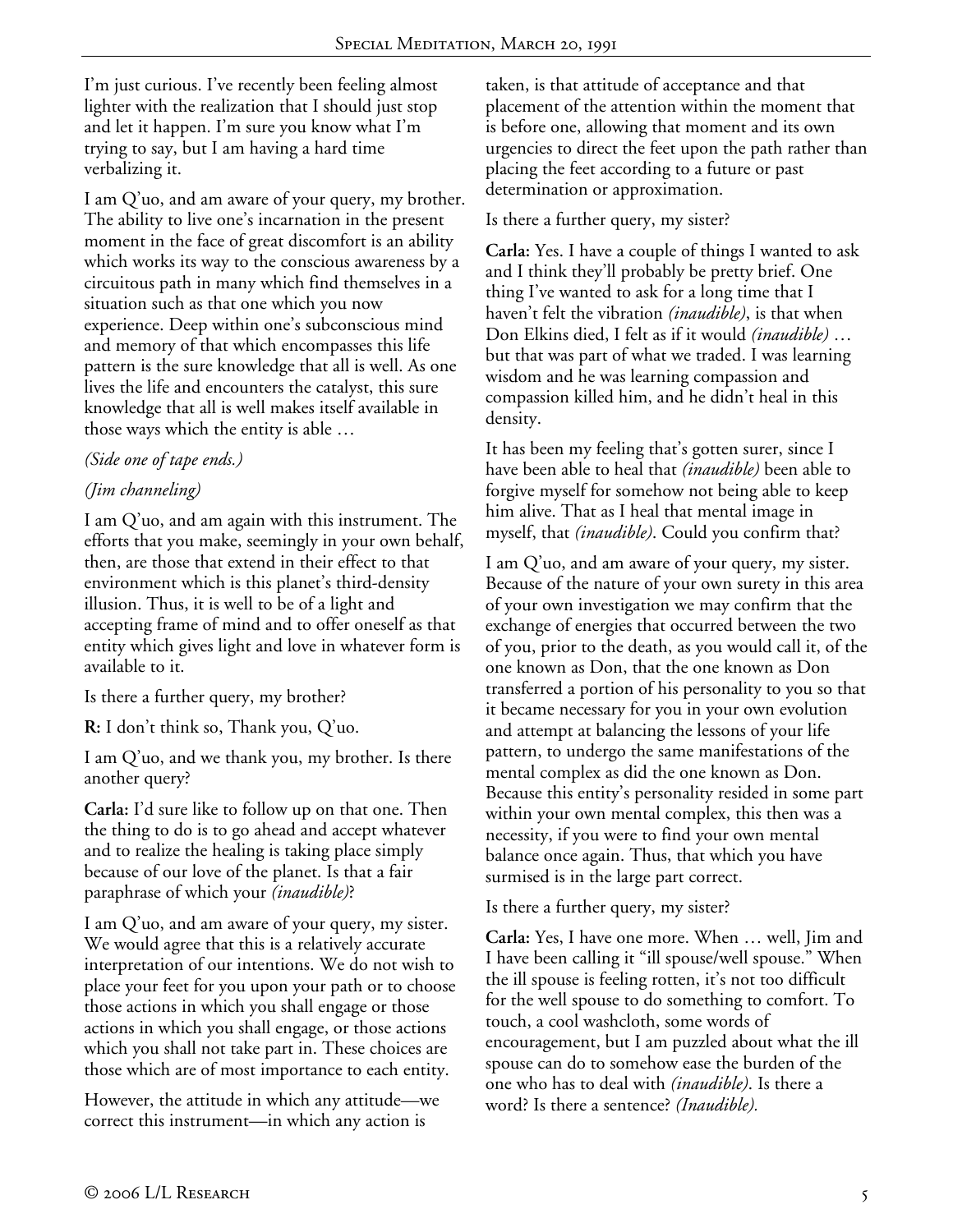I'm just curious. I've recently been feeling almost lighter with the realization that I should just stop and let it happen. I'm sure you know what I'm trying to say, but I am having a hard time verbalizing it.

I am Q'uo, and am aware of your query, my brother. The ability to live one's incarnation in the present moment in the face of great discomfort is an ability which works its way to the conscious awareness by a circuitous path in many which find themselves in a situation such as that one which you now experience. Deep within one's subconscious mind and memory of that which encompasses this life pattern is the sure knowledge that all is well. As one lives the life and encounters the catalyst, this sure knowledge that all is well makes itself available in those ways which the entity is able …

*(Side one of tape ends.)*

*(Jim channeling)*

I am Q'uo, and am again with this instrument. The efforts that you make, seemingly in your own behalf, then, are those that extend in their effect to that environment which is this planet's third-density illusion. Thus, it is well to be of a light and accepting frame of mind and to offer oneself as that entity which gives light and love in whatever form is available to it.

Is there a further query, my brother?

**R:** I don't think so, Thank you, Q'uo.

I am Q'uo, and we thank you, my brother. Is there another query?

**Carla:** I'd sure like to follow up on that one. Then the thing to do is to go ahead and accept whatever and to realize the healing is taking place simply because of our love of the planet. Is that a fair paraphrase of which your *(inaudible)*?

I am Q'uo, and am aware of your query, my sister. We would agree that this is a relatively accurate interpretation of our intentions. We do not wish to place your feet for you upon your path or to choose those actions in which you shall engage or those actions in which you shall engage, or those actions which you shall not take part in. These choices are those which are of most importance to each entity.

However, the attitude in which any attitude—we correct this instrument—in which any action is taken, is that attitude of acceptance and that placement of the attention within the moment that is before one, allowing that moment and its own urgencies to direct the feet upon the path rather than placing the feet according to a future or past determination or approximation.

Is there a further query, my sister?

**Carla:** Yes. I have a couple of things I wanted to ask and I think they'll probably be pretty brief. One thing I've wanted to ask for a long time that I haven't felt the vibration *(inaudible)*, is that when Don Elkins died, I felt as if it would *(inaudible)* … but that was part of what we traded. I was learning wisdom and he was learning compassion and compassion killed him, and he didn't heal in this density.

It has been my feeling that's gotten surer, since I have been able to heal that *(inaudible)* been able to forgive myself for somehow not being able to keep him alive. That as I heal that mental image in myself, that *(inaudible)*. Could you confirm that?

I am Q'uo, and am aware of your query, my sister. Because of the nature of your own surety in this area of your own investigation we may confirm that the exchange of energies that occurred between the two of you, prior to the death, as you would call it, of the one known as Don, that the one known as Don transferred a portion of his personality to you so that it became necessary for you in your own evolution and attempt at balancing the lessons of your life pattern, to undergo the same manifestations of the mental complex as did the one known as Don. Because this entity's personality resided in some part within your own mental complex, this then was a necessity, if you were to find your own mental balance once again. Thus, that which you have surmised is in the large part correct.

Is there a further query, my sister?

**Carla:** Yes, I have one more. When … well, Jim and I have been calling it "ill spouse/well spouse." When the ill spouse is feeling rotten, it's not too difficult for the well spouse to do something to comfort. To touch, a cool washcloth, some words of encouragement, but I am puzzled about what the ill spouse can do to somehow ease the burden of the one who has to deal with *(inaudible)*. Is there a word? Is there a sentence? *(Inaudible).*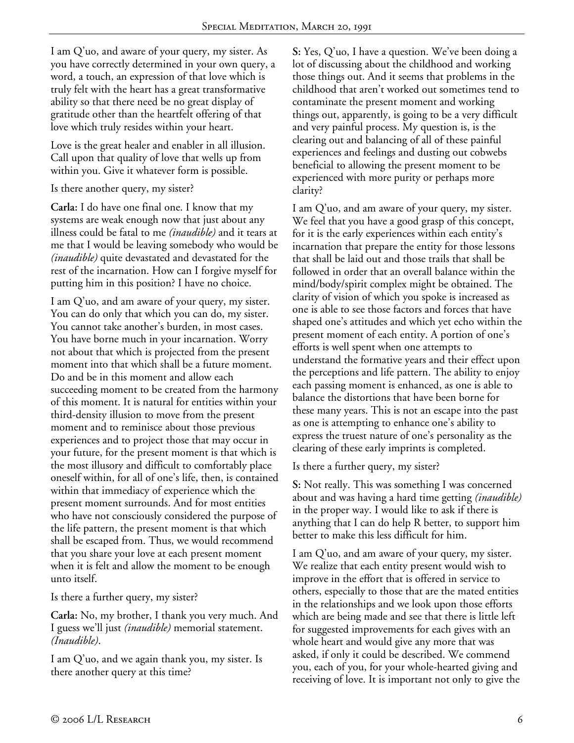I am Q'uo, and aware of your query, my sister. As you have correctly determined in your own query, a word, a touch, an expression of that love which is truly felt with the heart has a great transformative ability so that there need be no great display of gratitude other than the heartfelt offering of that love which truly resides within your heart.

Love is the great healer and enabler in all illusion. Call upon that quality of love that wells up from within you. Give it whatever form is possible.

Is there another query, my sister?

**Carla:** I do have one final one. I know that my systems are weak enough now that just about any illness could be fatal to me *(inaudible)* and it tears at me that I would be leaving somebody who would be *(inaudible)* quite devastated and devastated for the rest of the incarnation. How can I forgive myself for putting him in this position? I have no choice.

I am Q'uo, and am aware of your query, my sister. You can do only that which you can do, my sister. You cannot take another's burden, in most cases. You have borne much in your incarnation. Worry not about that which is projected from the present moment into that which shall be a future moment. Do and be in this moment and allow each succeeding moment to be created from the harmony of this moment. It is natural for entities within your third-density illusion to move from the present moment and to reminisce about those previous experiences and to project those that may occur in your future, for the present moment is that which is the most illusory and difficult to comfortably place oneself within, for all of one's life, then, is contained within that immediacy of experience which the present moment surrounds. And for most entities who have not consciously considered the purpose of the life pattern, the present moment is that which shall be escaped from. Thus, we would recommend that you share your love at each present moment when it is felt and allow the moment to be enough unto itself.

Is there a further query, my sister?

**Carla:** No, my brother, I thank you very much. And I guess we'll just *(inaudible)* memorial statement. *(Inaudible)*.

I am Q'uo, and we again thank you, my sister. Is there another query at this time?

**S:** Yes, Q'uo, I have a question. We've been doing a lot of discussing about the childhood and working those things out. And it seems that problems in the childhood that aren't worked out sometimes tend to contaminate the present moment and working things out, apparently, is going to be a very difficult and very painful process. My question is, is the clearing out and balancing of all of these painful experiences and feelings and dusting out cobwebs beneficial to allowing the present moment to be experienced with more purity or perhaps more clarity?

I am Q'uo, and am aware of your query, my sister. We feel that you have a good grasp of this concept, for it is the early experiences within each entity's incarnation that prepare the entity for those lessons that shall be laid out and those trails that shall be followed in order that an overall balance within the mind/body/spirit complex might be obtained. The clarity of vision of which you spoke is increased as one is able to see those factors and forces that have shaped one's attitudes and which yet echo within the present moment of each entity. A portion of one's efforts is well spent when one attempts to understand the formative years and their effect upon the perceptions and life pattern. The ability to enjoy each passing moment is enhanced, as one is able to balance the distortions that have been borne for these many years. This is not an escape into the past as one is attempting to enhance one's ability to express the truest nature of one's personality as the clearing of these early imprints is completed.

Is there a further query, my sister?

**S:** Not really. This was something I was concerned about and was having a hard time getting *(inaudible)* in the proper way. I would like to ask if there is anything that I can do help R better, to support him better to make this less difficult for him.

I am Q'uo, and am aware of your query, my sister. We realize that each entity present would wish to improve in the effort that is offered in service to others, especially to those that are the mated entities in the relationships and we look upon those efforts which are being made and see that there is little left for suggested improvements for each gives with an whole heart and would give any more that was asked, if only it could be described. We commend you, each of you, for your whole-hearted giving and receiving of love. It is important not only to give the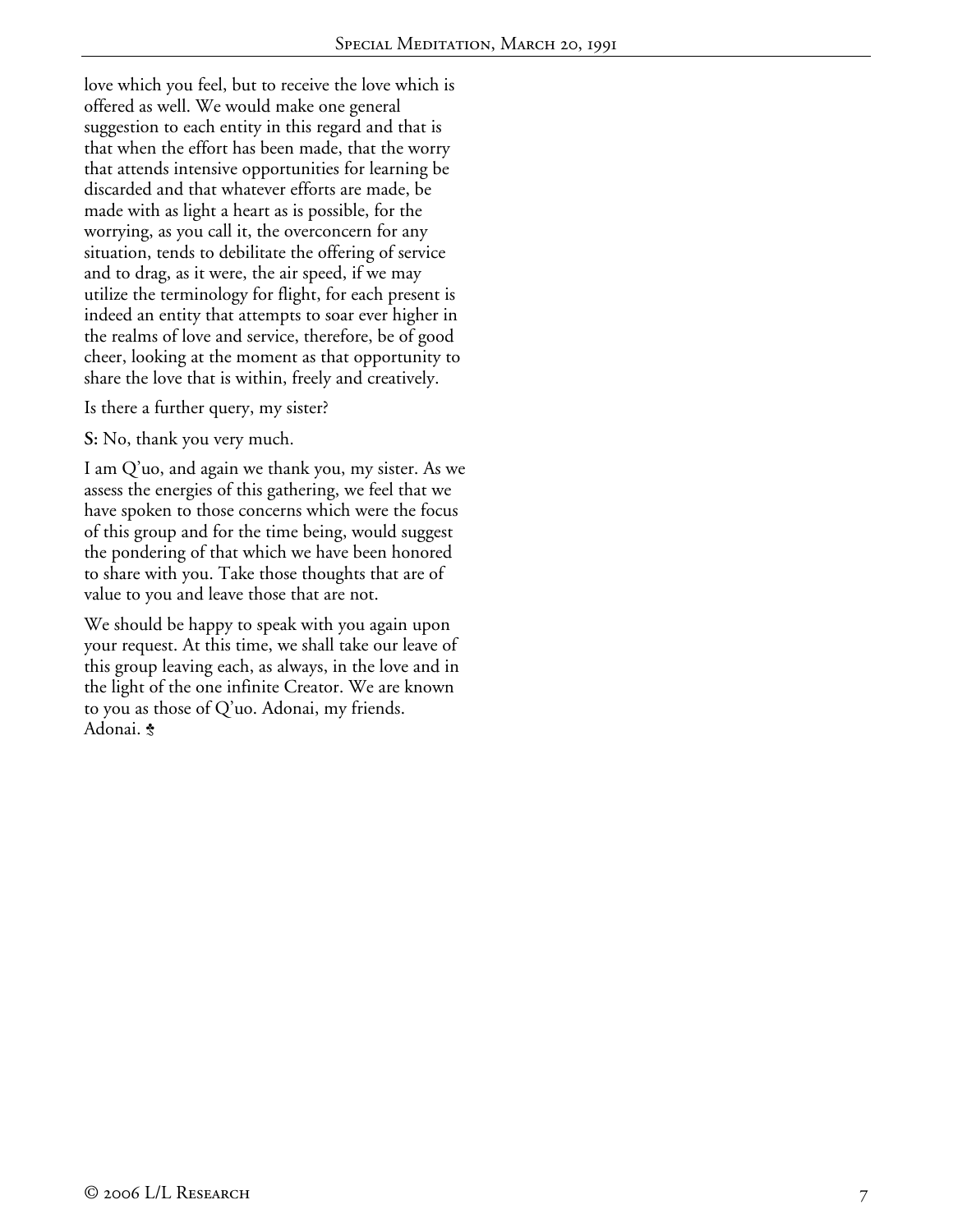love which you feel, but to receive the love which is offered as well. We would make one general suggestion to each entity in this regard and that is that when the effort has been made, that the worry that attends intensive opportunities for learning be discarded and that whatever efforts are made, be made with as light a heart as is possible, for the worrying, as you call it, the overconcern for any situation, tends to debilitate the offering of service and to drag, as it were, the air speed, if we may utilize the terminology for flight, for each present is indeed an entity that attempts to soar ever higher in the realms of love and service, therefore, be of good cheer, looking at the moment as that opportunity to share the love that is within, freely and creatively.

Is there a further query, my sister?

**S:** No, thank you very much.

I am Q'uo, and again we thank you, my sister. As we assess the energies of this gathering, we feel that we have spoken to those concerns which were the focus of this group and for the time being, would suggest the pondering of that which we have been honored to share with you. Take those thoughts that are of value to you and leave those that are not.

We should be happy to speak with you again upon your request. At this time, we shall take our leave of this group leaving each, as always, in the love and in the light of the one infinite Creator. We are known to you as those of Q'uo. Adonai, my friends. Adonai.

© 2006 L/L Research